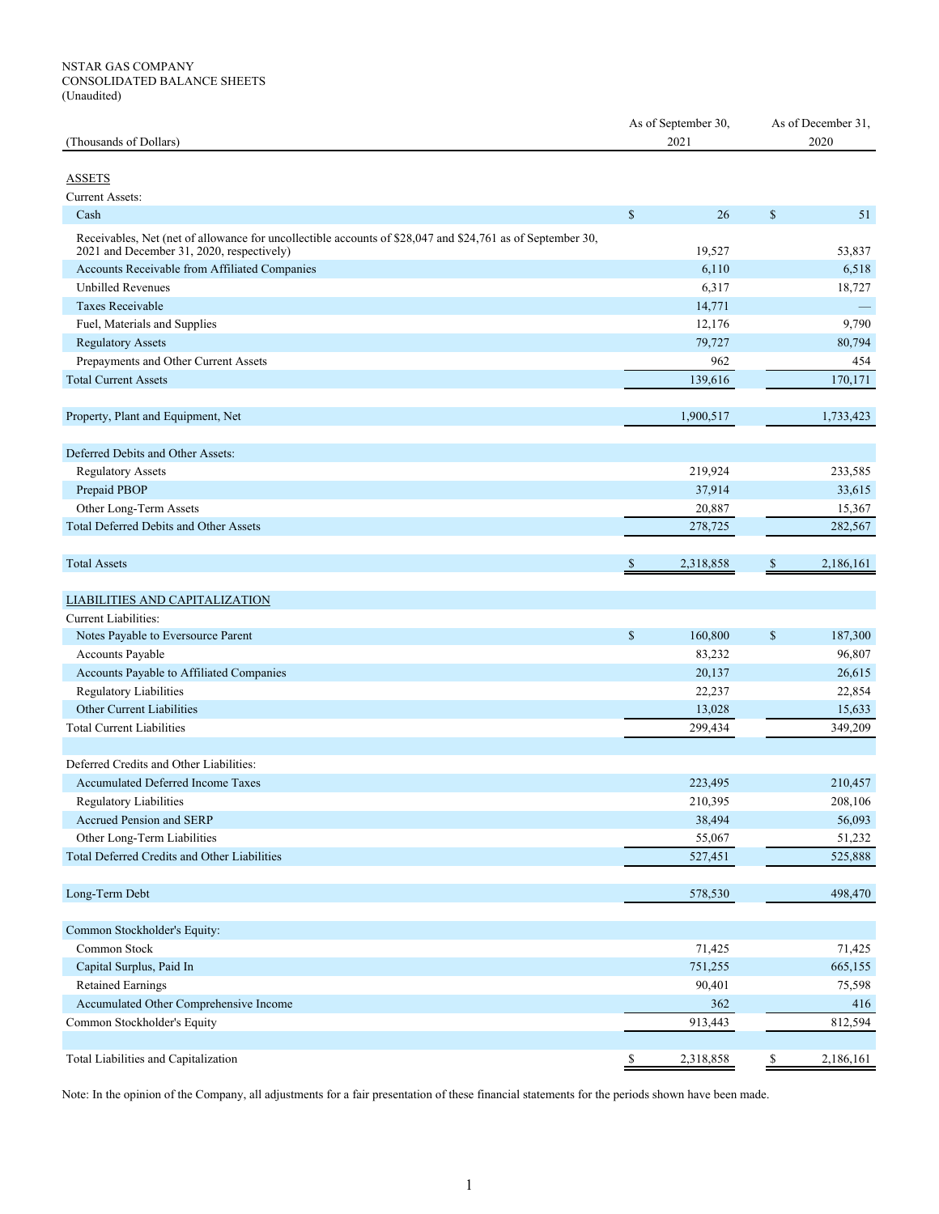NSTAR GAS COMPANY
CONSOLIDATED BALANCE SHEETS
(Unaudited)

| (Thousands of Dollars) | As of September 30, 2021 | As of December 31, 2020 |
|---|---|---|
| ASSETS | | |
| Current Assets: | | |
| Cash | $ 26 | $ 51 |
| Receivables, Net (net of allowance for uncollectible accounts of $28,047 and $24,761 as of September 30, 2021 and December 31, 2020, respectively) | 19,527 | 53,837 |
| Accounts Receivable from Affiliated Companies | 6,110 | 6,518 |
| Unbilled Revenues | 6,317 | 18,727 |
| Taxes Receivable | 14,771 | — |
| Fuel, Materials and Supplies | 12,176 | 9,790 |
| Regulatory Assets | 79,727 | 80,794 |
| Prepayments and Other Current Assets | 962 | 454 |
| Total Current Assets | 139,616 | 170,171 |
| | | |
| Property, Plant and Equipment, Net | 1,900,517 | 1,733,423 |
| | | |
| Deferred Debits and Other Assets: | | |
| Regulatory Assets | 219,924 | 233,585 |
| Prepaid PBOP | 37,914 | 33,615 |
| Other Long-Term Assets | 20,887 | 15,367 |
| Total Deferred Debits and Other Assets | 278,725 | 282,567 |
| | | |
| Total Assets | $ 2,318,858 | $ 2,186,161 |
| | | |
| LIABILITIES AND CAPITALIZATION | | |
| Current Liabilities: | | |
| Notes Payable to Eversource Parent | $ 160,800 | $ 187,300 |
| Accounts Payable | 83,232 | 96,807 |
| Accounts Payable to Affiliated Companies | 20,137 | 26,615 |
| Regulatory Liabilities | 22,237 | 22,854 |
| Other Current Liabilities | 13,028 | 15,633 |
| Total Current Liabilities | 299,434 | 349,209 |
| | | |
| Deferred Credits and Other Liabilities: | | |
| Accumulated Deferred Income Taxes | 223,495 | 210,457 |
| Regulatory Liabilities | 210,395 | 208,106 |
| Accrued Pension and SERP | 38,494 | 56,093 |
| Other Long-Term Liabilities | 55,067 | 51,232 |
| Total Deferred Credits and Other Liabilities | 527,451 | 525,888 |
| | | |
| Long-Term Debt | 578,530 | 498,470 |
| | | |
| Common Stockholder's Equity: | | |
| Common Stock | 71,425 | 71,425 |
| Capital Surplus, Paid In | 751,255 | 665,155 |
| Retained Earnings | 90,401 | 75,598 |
| Accumulated Other Comprehensive Income | 362 | 416 |
| Common Stockholder's Equity | 913,443 | 812,594 |
| | | |
| Total Liabilities and Capitalization | $ 2,318,858 | $ 2,186,161 |

Note: In the opinion of the Company, all adjustments for a fair presentation of these financial statements for the periods shown have been made.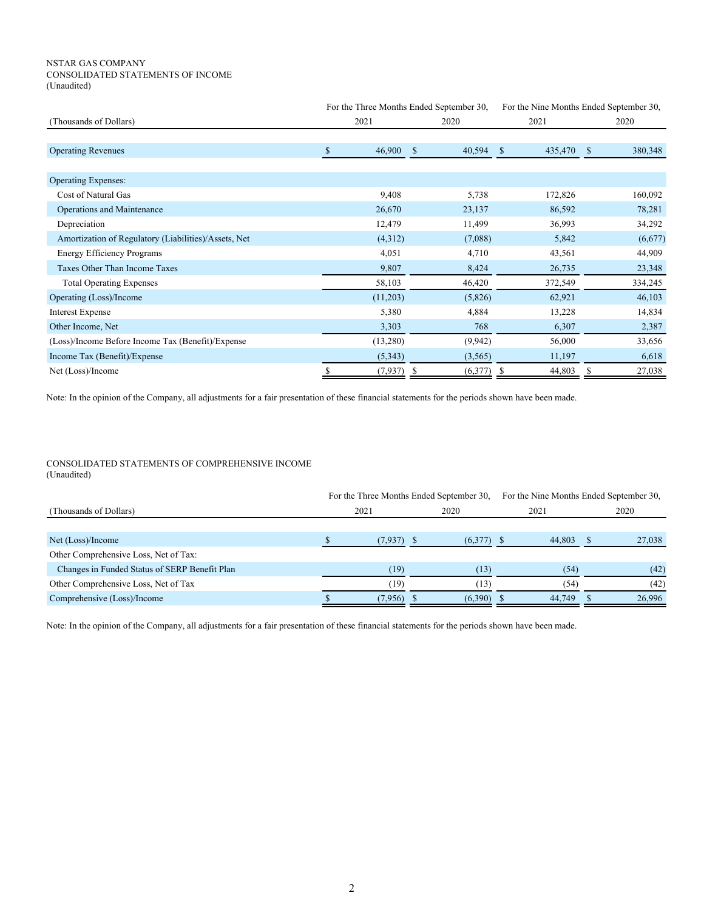NSTAR GAS COMPANY
CONSOLIDATED STATEMENTS OF INCOME
(Unaudited)

| (Thousands of Dollars) | For the Three Months Ended September 30, 2021 | For the Three Months Ended September 30, 2020 | For the Nine Months Ended September 30, 2021 | For the Nine Months Ended September 30, 2020 |
|---|---|---|---|---|
| Operating Revenues | $ 46,900 | $ 40,594 | $ 435,470 | $ 380,348 |
| Operating Expenses: | | | | |
| Cost of Natural Gas | 9,408 | 5,738 | 172,826 | 160,092 |
| Operations and Maintenance | 26,670 | 23,137 | 86,592 | 78,281 |
| Depreciation | 12,479 | 11,499 | 36,993 | 34,292 |
| Amortization of Regulatory (Liabilities)/Assets, Net | (4,312) | (7,088) | 5,842 | (6,677) |
| Energy Efficiency Programs | 4,051 | 4,710 | 43,561 | 44,909 |
| Taxes Other Than Income Taxes | 9,807 | 8,424 | 26,735 | 23,348 |
| Total Operating Expenses | 58,103 | 46,420 | 372,549 | 334,245 |
| Operating (Loss)/Income | (11,203) | (5,826) | 62,921 | 46,103 |
| Interest Expense | 5,380 | 4,884 | 13,228 | 14,834 |
| Other Income, Net | 3,303 | 768 | 6,307 | 2,387 |
| (Loss)/Income Before Income Tax (Benefit)/Expense | (13,280) | (9,942) | 56,000 | 33,656 |
| Income Tax (Benefit)/Expense | (5,343) | (3,565) | 11,197 | 6,618 |
| Net (Loss)/Income | $ (7,937) | $ (6,377) | $ 44,803 | $ 27,038 |

Note: In the opinion of the Company, all adjustments for a fair presentation of these financial statements for the periods shown have been made.

CONSOLIDATED STATEMENTS OF COMPREHENSIVE INCOME
(Unaudited)

| (Thousands of Dollars) | For the Three Months Ended September 30, 2021 | For the Three Months Ended September 30, 2020 | For the Nine Months Ended September 30, 2021 | For the Nine Months Ended September 30, 2020 |
|---|---|---|---|---|
| Net (Loss)/Income | $ (7,937) | $ (6,377) | $ 44,803 | $ 27,038 |
| Other Comprehensive Loss, Net of Tax: | | | | |
| Changes in Funded Status of SERP Benefit Plan | (19) | (13) | (54) | (42) |
| Other Comprehensive Loss, Net of Tax | (19) | (13) | (54) | (42) |
| Comprehensive (Loss)/Income | $ (7,956) | $ (6,390) | $ 44,749 | $ 26,996 |

Note: In the opinion of the Company, all adjustments for a fair presentation of these financial statements for the periods shown have been made.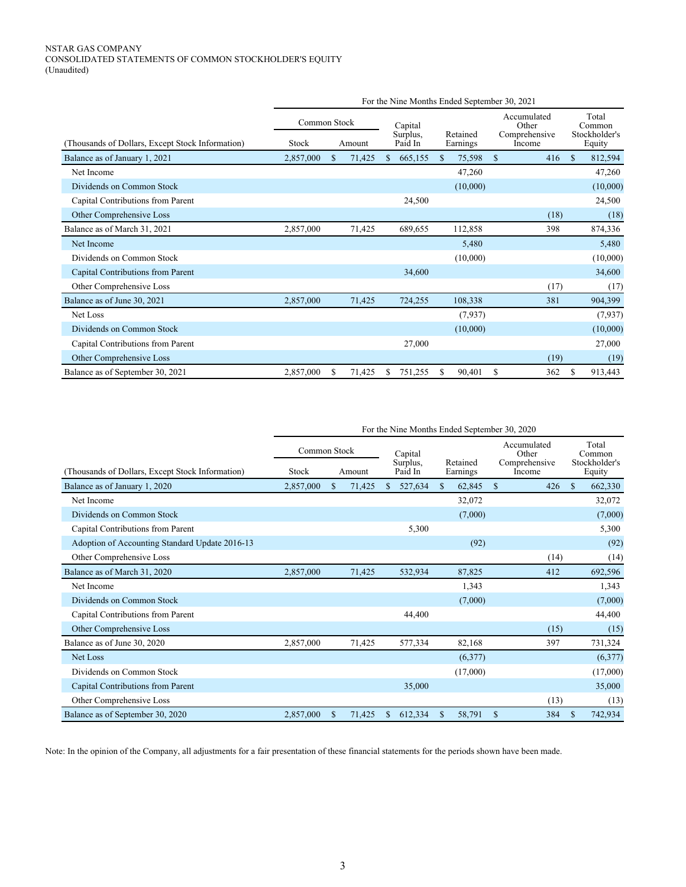NSTAR GAS COMPANY
CONSOLIDATED STATEMENTS OF COMMON STOCKHOLDER'S EQUITY
(Unaudited)

| | For the Nine Months Ended September 30, 2021 | | | | | |
|---|---|---|---|---|---|---|
| | Common Stock | | | | | |
| (Thousands of Dollars, Except Stock Information) | Stock | Amount | Capital Surplus, Paid In | Retained Earnings | Accumulated Other Comprehensive Income | Total Common Stockholder's Equity |
| Balance as of January 1, 2021 | 2,857,000 | $ 71,425 | $ 665,155 | $ 75,598 | $ 416 | $ 812,594 |
| Net Income | | | | 47,260 | | 47,260 |
| Dividends on Common Stock | | | | (10,000) | | (10,000) |
| Capital Contributions from Parent | | | 24,500 | | | 24,500 |
| Other Comprehensive Loss | | | | | (18) | (18) |
| Balance as of March 31, 2021 | 2,857,000 | 71,425 | 689,655 | 112,858 | 398 | 874,336 |
| Net Income | | | | 5,480 | | 5,480 |
| Dividends on Common Stock | | | | (10,000) | | (10,000) |
| Capital Contributions from Parent | | | 34,600 | | | 34,600 |
| Other Comprehensive Loss | | | | | (17) | (17) |
| Balance as of June 30, 2021 | 2,857,000 | 71,425 | 724,255 | 108,338 | 381 | 904,399 |
| Net Loss | | | | (7,937) | | (7,937) |
| Dividends on Common Stock | | | | (10,000) | | (10,000) |
| Capital Contributions from Parent | | | 27,000 | | | 27,000 |
| Other Comprehensive Loss | | | | | (19) | (19) |
| Balance as of September 30, 2021 | 2,857,000 | $ 71,425 | $ 751,255 | $ 90,401 | $ 362 | $ 913,443 |

| | For the Nine Months Ended September 30, 2020 | | | | | |
|---|---|---|---|---|---|---|
| | Common Stock | | | | | |
| (Thousands of Dollars, Except Stock Information) | Stock | Amount | Capital Surplus, Paid In | Retained Earnings | Accumulated Other Comprehensive Income | Total Common Stockholder's Equity |
| Balance as of January 1, 2020 | 2,857,000 | $ 71,425 | $ 527,634 | $ 62,845 | $ 426 | $ 662,330 |
| Net Income | | | | 32,072 | | 32,072 |
| Dividends on Common Stock | | | | (7,000) | | (7,000) |
| Capital Contributions from Parent | | | 5,300 | | | 5,300 |
| Adoption of Accounting Standard Update 2016-13 | | | | (92) | | (92) |
| Other Comprehensive Loss | | | | | (14) | (14) |
| Balance as of March 31, 2020 | 2,857,000 | 71,425 | 532,934 | 87,825 | 412 | 692,596 |
| Net Income | | | | 1,343 | | 1,343 |
| Dividends on Common Stock | | | | (7,000) | | (7,000) |
| Capital Contributions from Parent | | | 44,400 | | | 44,400 |
| Other Comprehensive Loss | | | | | (15) | (15) |
| Balance as of June 30, 2020 | 2,857,000 | 71,425 | 577,334 | 82,168 | 397 | 731,324 |
| Net Loss | | | | (6,377) | | (6,377) |
| Dividends on Common Stock | | | | (17,000) | | (17,000) |
| Capital Contributions from Parent | | | 35,000 | | | 35,000 |
| Other Comprehensive Loss | | | | | (13) | (13) |
| Balance as of September 30, 2020 | 2,857,000 | $ 71,425 | $ 612,334 | $ 58,791 | $ 384 | $ 742,934 |

Note: In the opinion of the Company, all adjustments for a fair presentation of these financial statements for the periods shown have been made.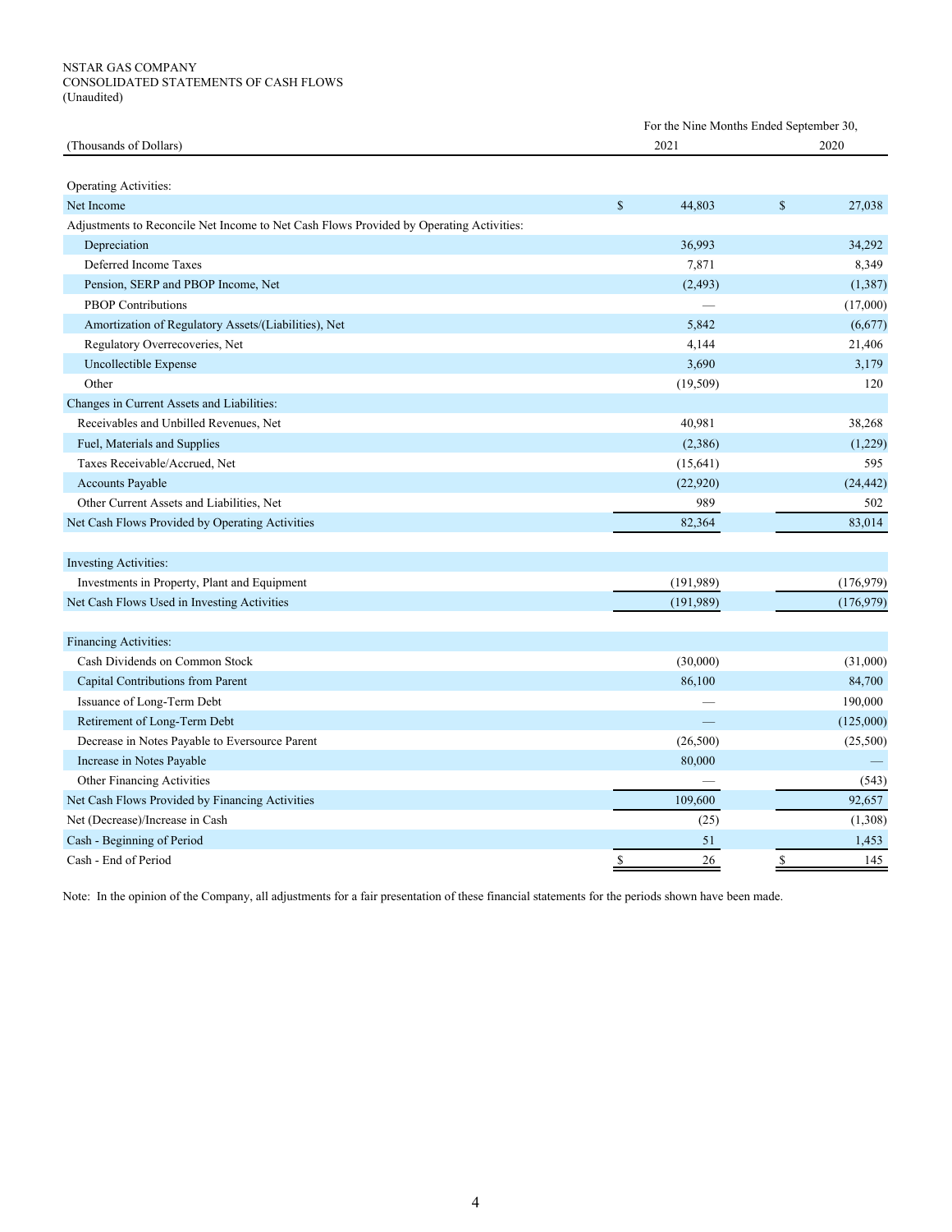NSTAR GAS COMPANY
CONSOLIDATED STATEMENTS OF CASH FLOWS
(Unaudited)

| (Thousands of Dollars) | For the Nine Months Ended September 30, 2021 | 2020 |
|---|---|---|
| Operating Activities: | | |
| Net Income | $ 44,803 | $ 27,038 |
| Adjustments to Reconcile Net Income to Net Cash Flows Provided by Operating Activities: | | |
| Depreciation | 36,993 | 34,292 |
| Deferred Income Taxes | 7,871 | 8,349 |
| Pension, SERP and PBOP Income, Net | (2,493) | (1,387) |
| PBOP Contributions | — | (17,000) |
| Amortization of Regulatory Assets/(Liabilities), Net | 5,842 | (6,677) |
| Regulatory Overrecoveries, Net | 4,144 | 21,406 |
| Uncollectible Expense | 3,690 | 3,179 |
| Other | (19,509) | 120 |
| Changes in Current Assets and Liabilities: | | |
| Receivables and Unbilled Revenues, Net | 40,981 | 38,268 |
| Fuel, Materials and Supplies | (2,386) | (1,229) |
| Taxes Receivable/Accrued, Net | (15,641) | 595 |
| Accounts Payable | (22,920) | (24,442) |
| Other Current Assets and Liabilities, Net | 989 | 502 |
| Net Cash Flows Provided by Operating Activities | 82,364 | 83,014 |
| Investing Activities: | | |
| Investments in Property, Plant and Equipment | (191,989) | (176,979) |
| Net Cash Flows Used in Investing Activities | (191,989) | (176,979) |
| Financing Activities: | | |
| Cash Dividends on Common Stock | (30,000) | (31,000) |
| Capital Contributions from Parent | 86,100 | 84,700 |
| Issuance of Long-Term Debt | — | 190,000 |
| Retirement of Long-Term Debt | — | (125,000) |
| Decrease in Notes Payable to Eversource Parent | (26,500) | (25,500) |
| Increase in Notes Payable | 80,000 | — |
| Other Financing Activities | — | (543) |
| Net Cash Flows Provided by Financing Activities | 109,600 | 92,657 |
| Net (Decrease)/Increase in Cash | (25) | (1,308) |
| Cash - Beginning of Period | 51 | 1,453 |
| Cash - End of Period | $ 26 | $ 145 |

Note: In the opinion of the Company, all adjustments for a fair presentation of these financial statements for the periods shown have been made.